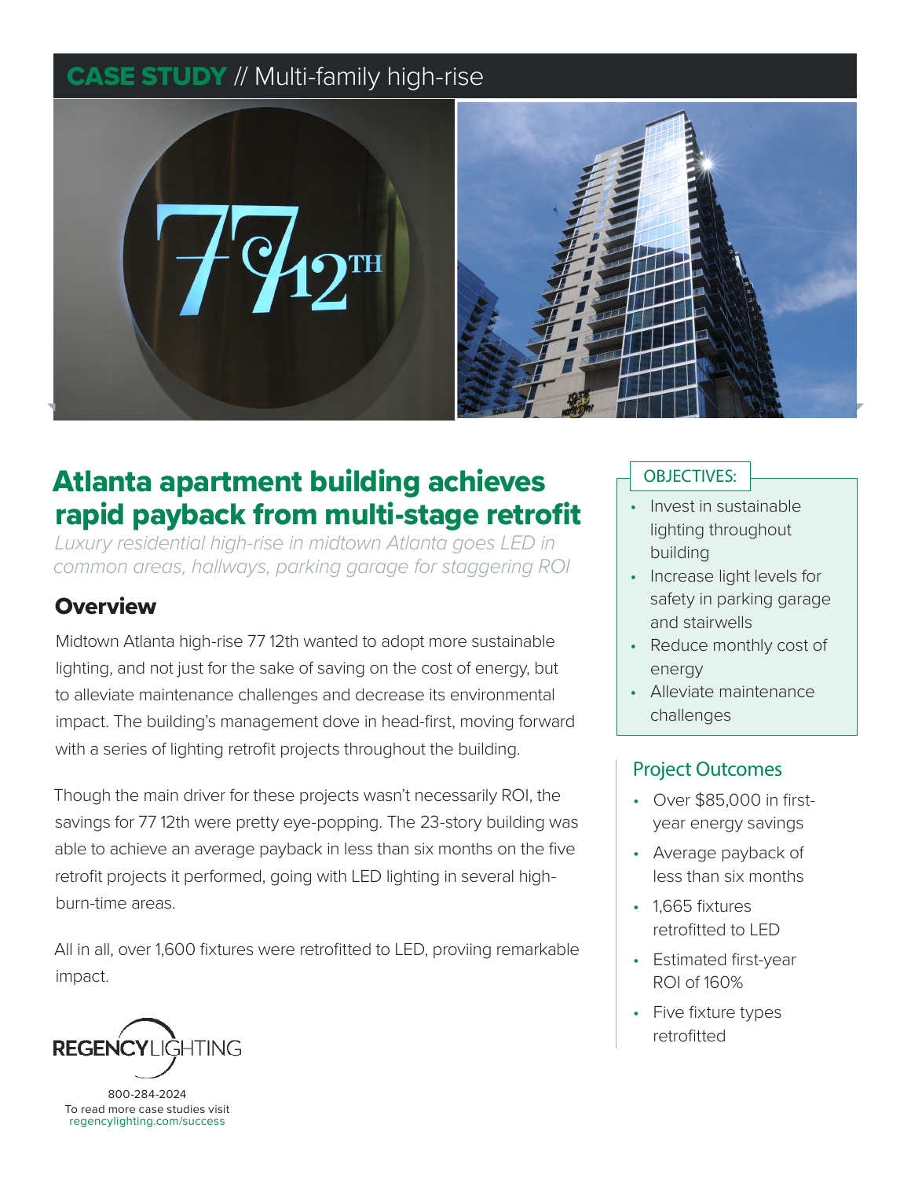**CASE STUDY** // Multi-family high-rise

# Atlanta apartment building achieves rapid payback from multi-stage retrofit

*Luxury residential high-rise in midtown Atlanta goes LED in common areas, hallways, parking garage for staggering ROI*

## Overview

Midtown Atlanta high-rise 77 12th wanted to adopt more sustainable lighting, and not just for the sake of saving on the cost of energy, but to alleviate maintenance challenges and decrease its environmental impact. The building's management dove in head-first, moving forward with a series of lighting retrofit projects throughout the building.

Though the main driver for these projects wasn't necessarily ROI, the savings for 77 12th were pretty eye-popping. The 23-story building was able to achieve an average payback in less than six months on the five retrofit projects it performed, going with LED lighting in several high-burn-time areas.

All in all, over 1,600 fixtures were retrofitted to LED, proviing remarkable impact.

### OBJECTIVES:

- Invest in sustainable lighting throughout building
- Increase light levels for safety in parking garage and stairwells
- Reduce monthly cost of energy
- Alleviate maintenance challenges

### Project Outcomes

- Over $85,000 in first-year energy savings
- Average payback of less than six months
- 1,665 fixtures retrofitted to LED
- Estimated first-year ROI of 160%
- Five fixture types retrofitted

REGENCY LIGHTING

800-284-2024
To read more case studies visit
regencylighting.com/success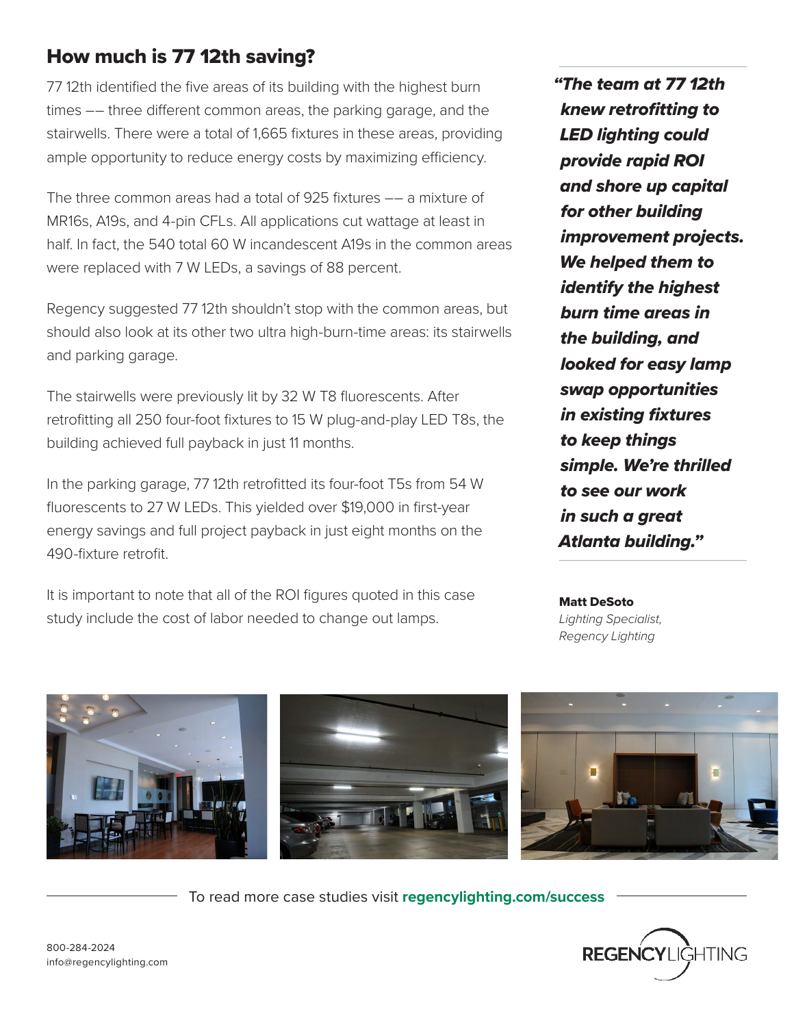## How much is 77 12th saving?

77 12th identified the five areas of its building with the highest burn times –– three different common areas, the parking garage, and the stairwells. There were a total of 1,665 fixtures in these areas, providing ample opportunity to reduce energy costs by maximizing efficiency.

The three common areas had a total of 925 fixtures –– a mixture of MR16s, A19s, and 4-pin CFLs. All applications cut wattage at least in half. In fact, the 540 total 60 W incandescent A19s in the common areas were replaced with 7 W LEDs, a savings of 88 percent.

Regency suggested 77 12th shouldn't stop with the common areas, but should also look at its other two ultra high-burn-time areas: its stairwells and parking garage.

The stairwells were previously lit by 32 W T8 fluorescents. After retrofitting all 250 four-foot fixtures to 15 W plug-and-play LED T8s, the building achieved full payback in just 11 months.

In the parking garage, 77 12th retrofitted its four-foot T5s from 54 W fluorescents to 27 W LEDs. This yielded over $19,000 in first-year energy savings and full project payback in just eight months on the 490-fixture retrofit.

It is important to note that all of the ROI figures quoted in this case study include the cost of labor needed to change out lamps.

***"The team at 77 12th knew retrofitting to LED lighting could provide rapid ROI and shore up capital for other building improvement projects. We helped them to identify the highest burn time areas in the building, and looked for easy lamp swap opportunities in existing fixtures to keep things simple. We're thrilled to see our work in such a great Atlanta building."***

**Matt DeSoto**
*Lighting Specialist, Regency Lighting*

To read more case studies visit **regencylighting.com/success**

800-284-2024
info@regencylighting.com

REGENCYLIGHTING